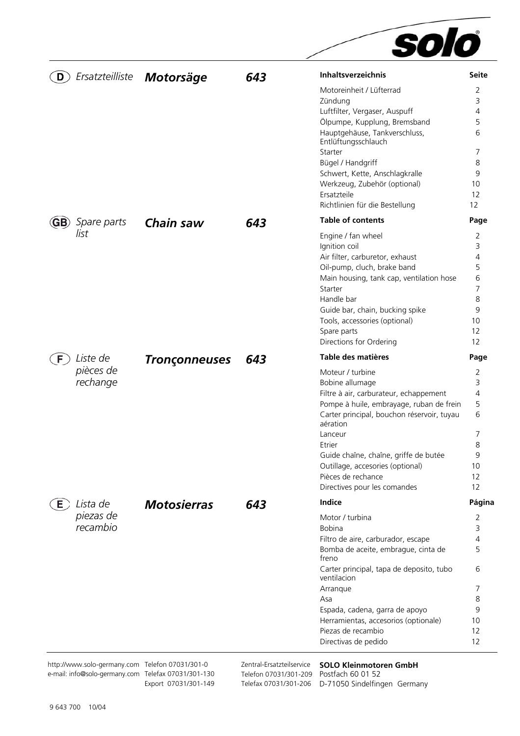solo®

## (D) Ersatzteilliste — *Motorsäge* — *643*

| Inhaltsverzeichnis | Seite |
|---|---|
| Motoreinheit / Lüfterrad | 2 |
| Zündung | 3 |
| Luftfilter, Vergaser, Auspuff | 4 |
| Ölpumpe, Kupplung, Bremsband | 5 |
| Hauptgehäuse, Tankverschluss, Entlüftungsschlauch | 6 |
| Starter | 7 |
| Bügel / Handgriff | 8 |
| Schwert, Kette, Anschlagkralle | 9 |
| Werkzeug, Zubehör (optional) | 10 |
| Ersatzteile | 12 |
| Richtlinien für die Bestellung | 12 |

## (GB) Spare parts list — *Chain saw* — *643*

| Table of contents | Page |
|---|---|
| Engine / fan wheel | 2 |
| Ignition coil | 3 |
| Air filter, carburetor, exhaust | 4 |
| Oil-pump, cluch, brake band | 5 |
| Main housing, tank cap, ventilation hose | 6 |
| Starter | 7 |
| Handle bar | 8 |
| Guide bar, chain, bucking spike | 9 |
| Tools, accessories (optional) | 10 |
| Spare parts | 12 |
| Directions for Ordering | 12 |

## (F) Liste de pièces de rechange — *Tronçonneuses* — *643*

| Table des matières | Page |
|---|---|
| Moteur / turbine | 2 |
| Bobine allumage | 3 |
| Filtre à air, carburateur, echappement | 4 |
| Pompe à huile, embrayage, ruban de frein | 5 |
| Carter principal, bouchon réservoir, tuyau aération | 6 |
| Lanceur | 7 |
| Etrier | 8 |
| Guide chaîne, chaîne, griffe de butée | 9 |
| Outillage, accesories (optional) | 10 |
| Pièces de rechance | 12 |
| Directives pour les comandes | 12 |

## (E) Lista de piezas de recambio — *Motosierras* — *643*

| Indice | Página |
|---|---|
| Motor / turbina | 2 |
| Bobina | 3 |
| Filtro de aire, carburador, escape | 4 |
| Bomba de aceite, embrague, cinta de freno | 5 |
| Carter principal, tapa de deposito, tubo ventilacion | 6 |
| Arranque | 7 |
| Asa | 8 |
| Espada, cadena, garra de apoyo | 9 |
| Herramientas, accesorios (optionale) | 10 |
| Piezas de recambio | 12 |
| Directivas de pedido | 12 |

http://www.solo-germany.com Telefon 07031/301-0
e-mail: info@solo-germany.com Telefax 07031/301-130
Export 07031/301-149

Zentral-Ersatzteilservice
Telefon 07031/301-209
Telefax 07031/301-206

**SOLO Kleinmotoren GmbH**
Postfach 60 01 52
D-71050 Sindelfingen Germany

9 643 700 10/04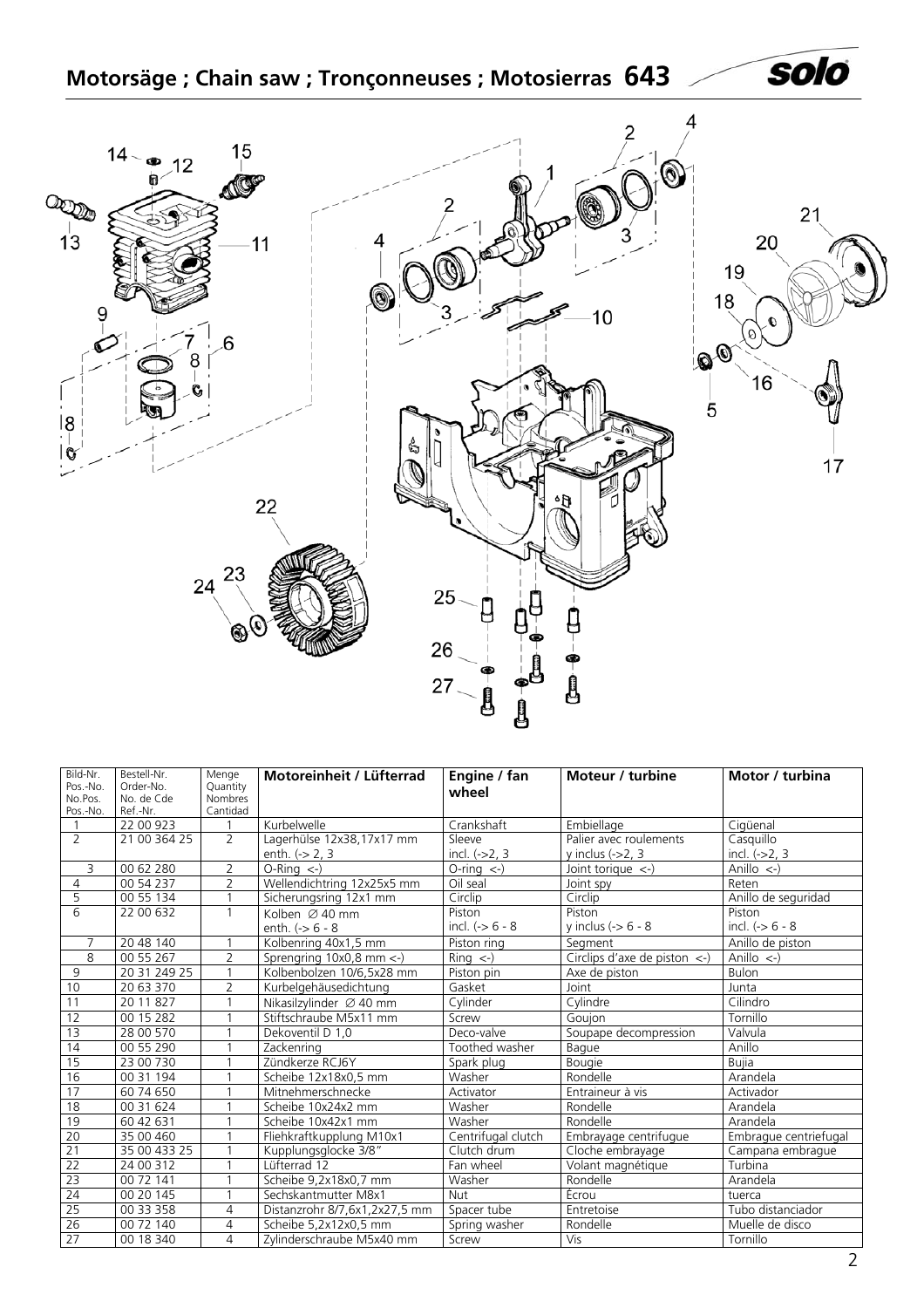# Motorsäge ; Chain saw ; Tronçonneuses ; Motosierras 643

| Bild-Nr. Pos.-No. No.Pos. Pos.-No. | Bestell-Nr. Order-No. No. de Cde Ref.-Nr. | Menge Quantity Nombres Cantidad | Motoreinheit / Lüfterrad | Engine / fan wheel | Moteur / turbine | Motor / turbina |
|---|---|---|---|---|---|---|
| 1 | 22 00 923 | 1 | Kurbelwelle | Crankshaft | Embiellage | Cigüenal |
| 2 | 21 00 364 25 | 2 | Lagerhülse 12x38,17x17 mm enth. (-> 2, 3 | Sleeve incl. (->2, 3 | Palier avec roulements y inclus (->2, 3 | Casquillo incl. (->2, 3 |
| 3 | 00 62 280 | 2 | O-Ring <-) | O-ring <-) | Joint torique <-) | Anillo <-) |
| 4 | 00 54 237 | 2 | Wellendichtring 12x25x5 mm | Oil seal | Joint spy | Reten |
| 5 | 00 55 134 | 1 | Sicherungsring 12x1 mm | Circlip | Circlip | Anillo de seguridad |
| 6 | 22 00 632 | 1 | Kolben ∅ 40 mm enth. (-> 6 - 8 | Piston incl. (-> 6 - 8 | Piston y inclus (-> 6 - 8 | Piston incl. (-> 6 - 8 |
| 7 | 20 48 140 | 1 | Kolbenring 40x1,5 mm | Piston ring | Segment | Anillo de piston |
| 8 | 00 55 267 | 2 | Sprengring 10x0,8 mm <-) | Ring <-) | Circlips d'axe de piston <-) | Anillo <-) |
| 9 | 20 31 249 25 | 1 | Kolbenbolzen 10/6,5x28 mm | Piston pin | Axe de piston | Bulon |
| 10 | 20 63 370 | 2 | Kurbelgehäusedichtung | Gasket | Joint | Junta |
| 11 | 20 11 827 | 1 | Nikasilzylinder ∅ 40 mm | Cylinder | Cylindre | Cilindro |
| 12 | 00 15 282 | 1 | Stiftschraube M5x11 mm | Screw | Goujon | Tornillo |
| 13 | 28 00 570 | 1 | Dekoventil D 1,0 | Deco-valve | Soupape decompression | Valvula |
| 14 | 00 55 290 | 1 | Zackenring | Toothed washer | Bague | Anillo |
| 15 | 23 00 730 | 1 | Zündkerze RCJ6Y | Spark plug | Bougie | Bujia |
| 16 | 00 31 194 | 1 | Scheibe 12x18x0,5 mm | Washer | Rondelle | Arandela |
| 17 | 60 74 650 | 1 | Mitnehmerschnecke | Activator | Entraineur à vis | Activador |
| 18 | 00 31 624 | 1 | Scheibe 10x24x2 mm | Washer | Rondelle | Arandela |
| 19 | 60 42 631 | 1 | Scheibe 10x42x1 mm | Washer | Rondelle | Arandela |
| 20 | 35 00 460 | 1 | Fliehkraftkupplung M10x1 | Centrifugal clutch | Embrayage centrifugue | Embrague centriefugal |
| 21 | 35 00 433 25 | 1 | Kupplungsglocke 3/8" | Clutch drum | Cloche embrayage | Campana embrague |
| 22 | 24 00 312 | 1 | Lüfterrad 12 | Fan wheel | Volant magnétique | Turbina |
| 23 | 00 72 141 | 1 | Scheibe 9,2x18x0,7 mm | Washer | Rondelle | Arandela |
| 24 | 00 20 145 | 1 | Sechskantmutter M8x1 | Nut | Écrou | tuerca |
| 25 | 00 33 358 | 4 | Distanzrohr 8/7,6x1,2x27,5 mm | Spacer tube | Entretoise | Tubo distanciador |
| 26 | 00 72 140 | 4 | Scheibe 5,2x12x0,5 mm | Spring washer | Rondelle | Muelle de disco |
| 27 | 00 18 340 | 4 | Zylinderschraube M5x40 mm | Screw | Vis | Tornillo |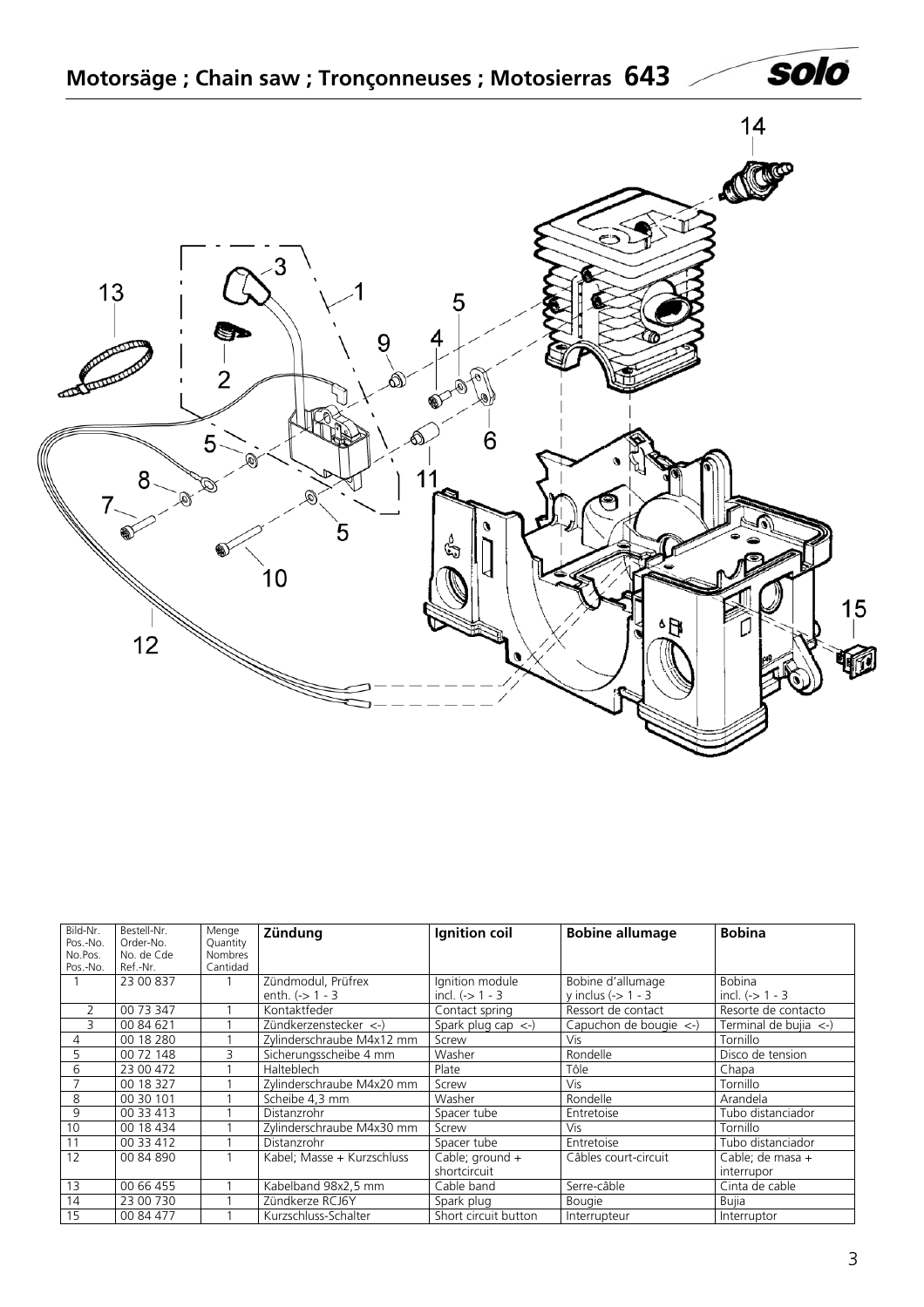# Motorsäge ; Chain saw ; Tronçonneuses ; Motosierras 643

| Bild-Nr. Pos.-No. No.Pos. Pos.-No. | Bestell-Nr. Order-No. No. de Cde Ref.-Nr. | Menge Quantity Nombres Cantidad | **Zündung** | **Ignition coil** | **Bobine allumage** | **Bobina** |
|---|---|---|---|---|---|---|
| 1 | 23 00 837 | 1 | Zündmodul, Prüfrex enth. (-> 1 - 3 | Ignition module incl. (-> 1 - 3 | Bobine d'allumage y inclus (-> 1 - 3 | Bobina incl. (-> 1 - 3 |
| 2 | 00 73 347 | 1 | Kontaktfeder | Contact spring | Ressort de contact | Resorte de contacto |
| 3 | 00 84 621 | 1 | Zündkerzenstecker <-) | Spark plug cap <-) | Capuchon de bougie <-) | Terminal de bujia <-) |
| 4 | 00 18 280 | 1 | Zylinderschraube M4x12 mm | Screw | Vis | Tornillo |
| 5 | 00 72 148 | 3 | Sicherungsscheibe 4 mm | Washer | Rondelle | Disco de tension |
| 6 | 23 00 472 | 1 | Halteblech | Plate | Tôle | Chapa |
| 7 | 00 18 327 | 1 | Zylinderschraube M4x20 mm | Screw | Vis | Tornillo |
| 8 | 00 30 101 | 1 | Scheibe 4,3 mm | Washer | Rondelle | Arandela |
| 9 | 00 33 413 | 1 | Distanzrohr | Spacer tube | Entretoise | Tubo distanciador |
| 10 | 00 18 434 | 1 | Zylinderschraube M4x30 mm | Screw | Vis | Tornillo |
| 11 | 00 33 412 | 1 | Distanzrohr | Spacer tube | Entretoise | Tubo distanciador |
| 12 | 00 84 890 | 1 | Kabel; Masse + Kurzschluss | Cable; ground + shortcircuit | Câbles court-circuit | Cable; de masa + interrupor |
| 13 | 00 66 455 | 1 | Kabelband 98x2,5 mm | Cable band | Serre-câble | Cinta de cable |
| 14 | 23 00 730 | 1 | Zündkerze RCJ6Y | Spark plug | Bougie | Bujia |
| 15 | 00 84 477 | 1 | Kurzschluss-Schalter | Short circuit button | Interrupteur | Interruptor |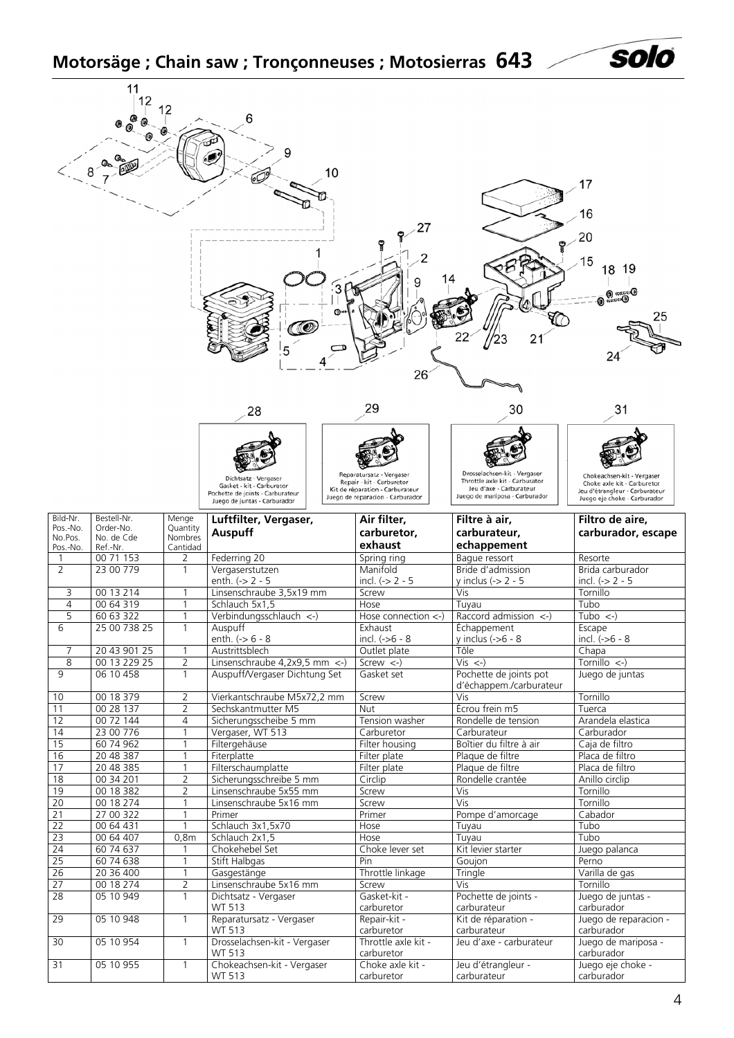# Motorsäge ; Chain saw ; Tronçonneuses ; Motosierras 643

| Bild-Nr. Pos.-No. No.Pos. Pos.-No. | Bestell-Nr. Order-No. No. de Cde Ref.-Nr. | Menge Quantity Nombres Cantidad | Luftfilter, Vergaser, Auspuff | Air filter, carburetor, exhaust | Filtre à air, carburateur, echappement | Filtro de aire, carburador, escape |
|---|---|---|---|---|---|---|
| 1 | 00 71 153 | 2 | Federring 20 | Spring ring | Bague ressort | Resorte |
| 2 | 23 00 779 | 1 | Vergaserstutzen enth. (-> 2 - 5 | Manifold incl. (-> 2 - 5 | Bride d'admission y inclus (-> 2 - 5 | Brida carburador incl. (-> 2 - 5 |
| 3 | 00 13 214 | 1 | Linsenschraube 3,5x19 mm | Screw | Vis | Tornillo |
| 4 | 00 64 319 | 1 | Schlauch 5x1,5 | Hose | Tuyau | Tubo |
| 5 | 60 63 322 | 1 | Verbindungsschlauch <-) | Hose connection <-) | Raccord admission <-) | Tubo <-) |
| 6 | 25 00 738 25 | 1 | Auspuff enth. (-> 6 - 8 | Exhaust incl. (->6 - 8 | Échappement y inclus (->6 - 8 | Escape incl. (->6 - 8 |
| 7 | 20 43 901 25 | 1 | Austrittsblech | Outlet plate | Tôle | Chapa |
| 8 | 00 13 229 25 | 2 | Linsenschraube 4,2x9,5 mm <-) | Screw <-) | Vis <-) | Tornillo <-) |
| 9 | 06 10 458 | 1 | Auspuff/Vergaser Dichtung Set | Gasket set | Pochette de joints pot d'échappem./carburateur | Juego de juntas |
| 10 | 00 18 379 | 2 | Vierkantschraube M5x72,2 mm | Screw | Vis | Tornillo |
| 11 | 00 28 137 | 2 | Sechskantmutter M5 | Nut | Écrou frein m5 | Tuerca |
| 12 | 00 72 144 | 4 | Sicherungsscheibe 5 mm | Tension washer | Rondelle de tension | Arandela elastica |
| 14 | 23 00 776 | 1 | Vergaser, WT 513 | Carburetor | Carburateur | Carburador |
| 15 | 60 74 962 | 1 | Filtergehäuse | Filter housing | Boîtier du filtre à air | Caja de filtro |
| 16 | 20 48 387 | 1 | Fiterplatte | Filter plate | Plaque de filtre | Placa de filtro |
| 17 | 20 48 385 | 1 | Filterschaumplatte | Filter plate | Plaque de filtre | Placa de filtro |
| 18 | 00 34 201 | 2 | Sicherungsschreibe 5 mm | Circlip | Rondelle crantée | Anillo circlip |
| 19 | 00 18 382 | 2 | Linsenschraube 5x55 mm | Screw | Vis | Tornillo |
| 20 | 00 18 274 | 1 | Linsenschraube 5x16 mm | Screw | Vis | Tornillo |
| 21 | 27 00 322 | 1 | Primer | Primer | Pompe d'amorcage | Cabador |
| 22 | 00 64 431 | 1 | Schlauch 3x1,5x70 | Hose | Tuyau | Tubo |
| 23 | 00 64 407 | 0,8m | Schlauch 2x1,5 | Hose | Tuyau | Tubo |
| 24 | 60 74 637 | 1 | Chokehebel Set | Choke lever set | Kit levier starter | Juego palanca |
| 25 | 60 74 638 | 1 | Stift Halbgas | Pin | Goujon | Perno |
| 26 | 20 36 400 | 1 | Gasgestänge | Throttle linkage | Tringle | Varilla de gas |
| 27 | 00 18 274 | 2 | Linsenschraube 5x16 mm | Screw | Vis | Tornillo |
| 28 | 05 10 949 | 1 | Dichtsatz - Vergaser WT 513 | Gasket-kit - carburetor | Pochette de joints - carburateur | Juego de juntas - carburador |
| 29 | 05 10 948 | 1 | Reparatursatz - Vergaser WT 513 | Repair-kit - carburetor | Kit de réparation - carburateur | Juego de reparacion - carburador |
| 30 | 05 10 954 | 1 | Drosselachsen-kit - Vergaser WT 513 | Throttle axle kit - carburetor | Jeu d'axe - carburateur | Juego de mariposa - carburador |
| 31 | 05 10 955 | 1 | Chokeachsen-kit - Vergaser WT 513 | Choke axle kit - carburetor | Jeu d'étrangleur - carburateur | Juego eje choke - carburador |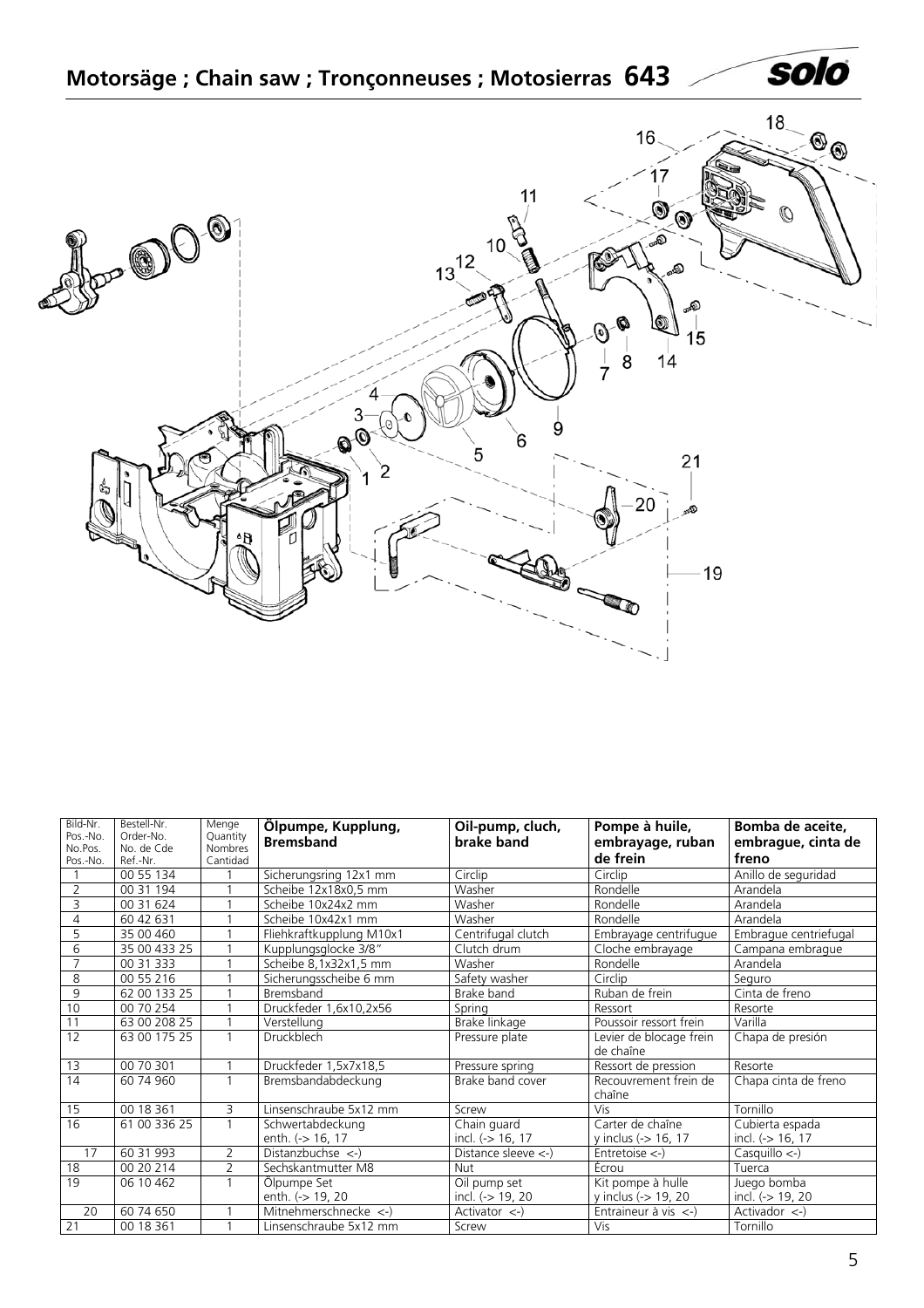# Motorsäge ; Chain saw ; Tronçonneuses ; Motosierras 643

| Bild-Nr. Pos.-No. No.Pos. Pos.-No. | Bestell-Nr. Order-No. No. de Cde Ref.-Nr. | Menge Quantity Nombres Cantidad | **Ölpumpe, Kupplung, Bremsband** | **Oil-pump, cluch, brake band** | **Pompe à huile, embrayage, ruban de frein** | **Bomba de aceite, embrague, cinta de freno** |
|---|---|---|---|---|---|---|
| 1 | 00 55 134 | 1 | Sicherungsring 12x1 mm | Circlip | Circlip | Anillo de seguridad |
| 2 | 00 31 194 | 1 | Scheibe 12x18x0,5 mm | Washer | Rondelle | Arandela |
| 3 | 00 31 624 | 1 | Scheibe 10x24x2 mm | Washer | Rondelle | Arandela |
| 4 | 60 42 631 | 1 | Scheibe 10x42x1 mm | Washer | Rondelle | Arandela |
| 5 | 35 00 460 | 1 | Fliehkraftkupplung M10x1 | Centrifugal clutch | Embrayage centrifugue | Embrague centriefugal |
| 6 | 35 00 433 25 | 1 | Kupplungsglocke 3/8" | Clutch drum | Cloche embrayage | Campana embrague |
| 7 | 00 31 333 | 1 | Scheibe 8,1x32x1,5 mm | Washer | Rondelle | Arandela |
| 8 | 00 55 216 | 1 | Sicherungsscheibe 6 mm | Safety washer | Circlip | Seguro |
| 9 | 62 00 133 25 | 1 | Bremsband | Brake band | Ruban de frein | Cinta de freno |
| 10 | 00 70 254 | 1 | Druckfeder 1,6x10,2x56 | Spring | Ressort | Resorte |
| 11 | 63 00 208 25 | 1 | Verstellung | Brake linkage | Poussoir ressort frein | Varilla |
| 12 | 63 00 175 25 | 1 | Druckblech | Pressure plate | Levier de blocage frein de chaîne | Chapa de presión |
| 13 | 00 70 301 | 1 | Druckfeder 1,5x7x18,5 | Pressure spring | Ressort de pression | Resorte |
| 14 | 60 74 960 | 1 | Bremsbandabdeckung | Brake band cover | Recouvrement frein de chaîne | Chapa cinta de freno |
| 15 | 00 18 361 | 3 | Linsenschraube 5x12 mm | Screw | Vis | Tornillo |
| 16 | 61 00 336 25 | 1 | Schwertabdeckung enth. (-> 16, 17 | Chain guard incl. (-> 16, 17 | Carter de chaîne y inclus (-> 16, 17 | Cubierta espada incl. (-> 16, 17 |
| 17 | 60 31 993 | 2 | Distanzbuchse <-) | Distance sleeve <-) | Entretoise <-) | Casquillo <-) |
| 18 | 00 20 214 | 2 | Sechskantmutter M8 | Nut | Écrou | Tuerca |
| 19 | 06 10 462 | 1 | Ölpumpe Set enth. (-> 19, 20 | Oil pump set incl. (-> 19, 20 | Kit pompe à hulle y inclus (-> 19, 20 | Juego bomba incl. (-> 19, 20 |
| 20 | 60 74 650 | 1 | Mitnehmerschnecke <-) | Activator <-) | Entraineur à vis <-) | Activador <-) |
| 21 | 00 18 361 | 1 | Linsenschraube 5x12 mm | Screw | Vis | Tornillo |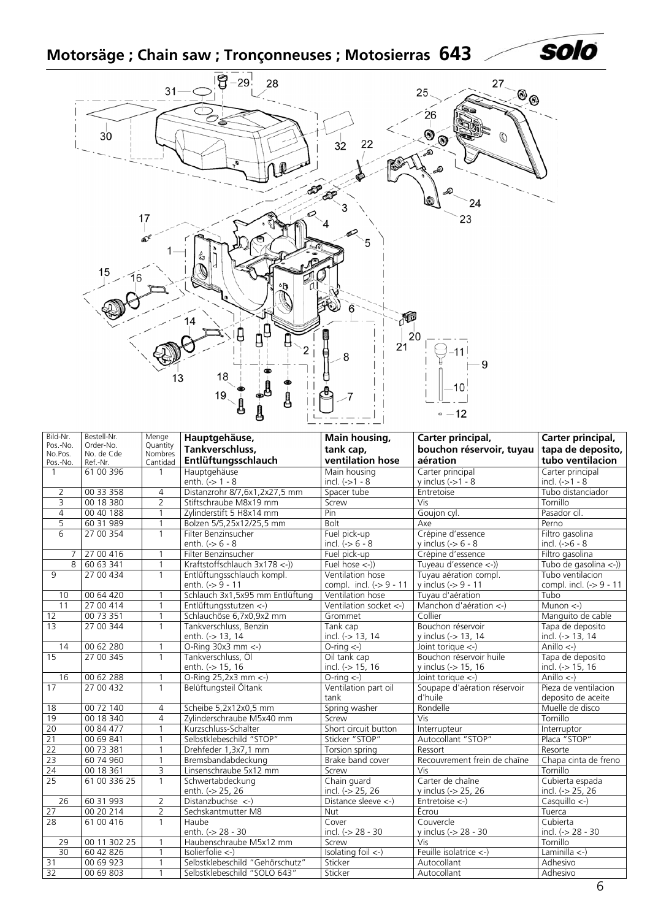# Motorsäge ; Chain saw ; Tronçonneuses ; Motosierras 643

| Bild-Nr. Pos.-No. No.Pos. Pos.-No. | Bestell-Nr. Order-No. No. de Cde Ref.-Nr. | Menge Quantity Nombres Cantidad | **Hauptgehäuse, Tankverschluss, Entlüftungsschlauch** | **Main housing, tank cap, ventilation hose** | **Carter principal, bouchon réservoir, tuyau aération** | **Carter principal, tapa de deposito, tubo ventilacion** |
|---|---|---|---|---|---|---|
| 1 | 61 00 396 | 1 | Hauptgehäuse enth. (-> 1 - 8 | Main housing incl. (->1 - 8 | Carter principal y inclus (->1 - 8 | Carter principal incl. (->1 - 8 |
| 2 | 00 33 358 | 4 | Distanzrohr 8/7,6x1,2x27,5 mm | Spacer tube | Entretoise | Tubo distanciador |
| 3 | 00 18 380 | 2 | Stiftschraube M8x19 mm | Screw | Vis | Tornillo |
| 4 | 00 40 188 | 1 | Zylinderstift 5 H8x14 mm | Pin | Goujon cyl. | Pasador cil. |
| 5 | 60 31 989 | 1 | Bolzen 5/5,25x12/25,5 mm | Bolt | Axe | Perno |
| 6 | 27 00 354 | 1 | Filter Benzinsucher enth. (-> 6 - 8 | Fuel pick-up incl. (-> 6 - 8 | Crépine d'essence y inclus (-> 6 - 8 | Filtro gasolina incl. (->6 - 8 |
| 7 | 27 00 416 | 1 | Filter Benzinsucher | Fuel pick-up | Crépine d'essence | Filtro gasolina |
| 8 | 60 63 341 | 1 | Kraftstoffschlauch 3x178 <-)) | Fuel hose <-)) | Tuyeau d'essence <-)) | Tubo de gasolina <-)) |
| 9 | 27 00 434 | 1 | Entlüftungsschlauch kompl. enth. (-> 9 - 11 | Ventilation hose compl. incl. (-> 9 - 11 | Tuyau aération compl. y inclus (-> 9 - 11 | Tubo ventilacion compl. incl. (-> 9 - 11 |
| 10 | 00 64 420 | 1 | Schlauch 3x1,5x95 mm Entlüftung | Ventilation hose | Tuyau d'aération | Tubo |
| 11 | 27 00 414 | 1 | Entlüftungsstutzen <-) | Ventilation socket <-) | Manchon d'aération <-) | Munon <-) |
| 12 | 00 73 351 | 1 | Schlauchöse 6,7x0,9x2 mm | Grommet | Collier | Manguito de cable |
| 13 | 27 00 344 | 1 | Tankverschluss, Benzin enth. (-> 13, 14 | Tank cap incl. (-> 13, 14 | Bouchon réservoir y inclus (-> 13, 14 | Tapa de deposito incl. (-> 13, 14 |
| 14 | 00 62 280 | 1 | O-Ring 30x3 mm <-) | O-ring <-) | Joint torique <-) | Anillo <-) |
| 15 | 27 00 345 | 1 | Tankverschluss, Öl enth. (-> 15, 16 | Oil tank cap incl. (-> 15, 16 | Bouchon réservoir huile y inclus (-> 15, 16 | Tapa de deposito incl. (-> 15, 16 |
| 16 | 00 62 288 | 1 | O-Ring 25,2x3 mm <-) | O-ring <-) | Joint torique <-) | Anillo <-) |
| 17 | 27 00 432 | 1 | Belüftungsteil Öltank | Ventilation part oil tank | Soupape d'aération réservoir d'huile | Pieza de ventilacion deposito de aceite |
| 18 | 00 72 140 | 4 | Scheibe 5,2x12x0,5 mm | Spring washer | Rondelle | Muelle de disco |
| 19 | 00 18 340 | 4 | Zylinderschraube M5x40 mm | Screw | Vis | Tornillo |
| 20 | 00 84 477 | 1 | Kurzschluss-Schalter | Short circuit button | Interrupteur | Interruptor |
| 21 | 00 69 841 | 1 | Selbstklebeschild "STOP" | Sticker "STOP" | Autocollant "STOP" | Placa "STOP" |
| 22 | 00 73 381 | 1 | Drehfeder 1,3x7,1 mm | Torsion spring | Ressort | Resorte |
| 23 | 60 74 960 | 1 | Bremsbandabdeckung | Brake band cover | Recouvrement frein de chaîne | Chapa cinta de freno |
| 24 | 00 18 361 | 3 | Linsenschraube 5x12 mm | Screw | Vis | Tornillo |
| 25 | 61 00 336 25 | 1 | Schwertabdeckung enth. (-> 25, 26 | Chain guard incl. (-> 25, 26 | Carter de chaîne y inclus (-> 25, 26 | Cubierta espada incl. (-> 25, 26 |
| 26 | 60 31 993 | 2 | Distanzbuchse <-) | Distance sleeve <-) | Entretoise <-) | Casquillo <-) |
| 27 | 00 20 214 | 2 | Sechskantmutter M8 | Nut | Écrou | Tuerca |
| 28 | 61 00 416 | 1 | Haube enth. (-> 28 - 30 | Cover incl. (-> 28 - 30 | Couvercle y inclus (-> 28 - 30 | Cubierta incl. (-> 28 - 30 |
| 29 | 00 11 302 25 | 1 | Haubenschraube M5x12 mm | Screw | Vis | Tornillo |
| 30 | 60 42 826 | 1 | Isolierfolie <-) | Isolating foil <-) | Feuille isolatrice <-) | Laminilla <-) |
| 31 | 00 69 923 | 1 | Selbstklebeschild "Gehörschutz" | Sticker | Autocollant | Adhesivo |
| 32 | 00 69 803 | 1 | Selbstklebeschild "SOLO 643" | Sticker | Autocollant | Adhesivo |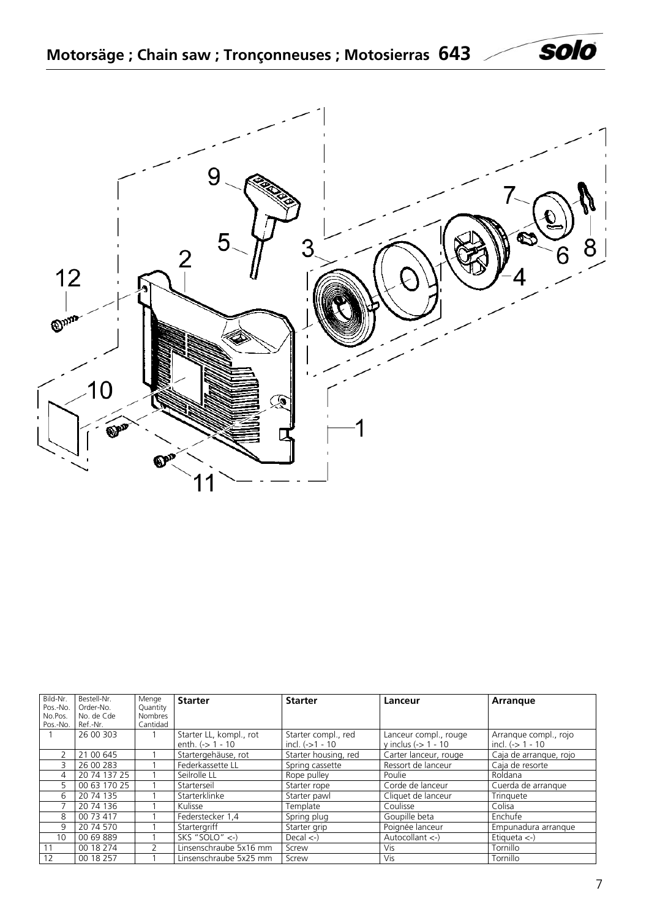# Motorsäge ; Chain saw ; Tronçonneuses ; Motosierras 643

| Bild-Nr. Pos.-No. No.Pos. Pos.-No. | Bestell-Nr. Order-No. No. de Cde Ref.-Nr. | Menge Quantity Nombres Cantidad | **Starter** | **Starter** | **Lanceur** | **Arranque** |
|---|---|---|---|---|---|---|
| 1 | 26 00 303 | 1 | Starter LL, kompl., rot enth. (-> 1 - 10 | Starter compl., red incl. (->1 - 10 | Lanceur compl., rouge y inclus (-> 1 - 10 | Arranque compl., rojo incl. (-> 1 - 10 |
| 2 | 21 00 645 | 1 | Startergehäuse, rot | Starter housing, red | Carter lanceur, rouge | Caja de arranque, rojo |
| 3 | 26 00 283 | 1 | Federkassette LL | Spring cassette | Ressort de lanceur | Caja de resorte |
| 4 | 20 74 137 25 | 1 | Seilrolle LL | Rope pulley | Poulie | Roldana |
| 5 | 00 63 170 25 | 1 | Starterseil | Starter rope | Corde de lanceur | Cuerda de arranque |
| 6 | 20 74 135 | 1 | Starterklinke | Starter pawl | Cliquet de lanceur | Trinquete |
| 7 | 20 74 136 | 1 | Kulisse | Template | Coulisse | Colisa |
| 8 | 00 73 417 | 1 | Federstecker 1,4 | Spring plug | Goupille beta | Enchufe |
| 9 | 20 74 570 | 1 | Startergriff | Starter grip | Poignée lanceur | Empunadura arranque |
| 10 | 00 69 889 | 1 | SKS "SOLO" <-) | Decal <-) | Autocollant <-) | Etiqueta <-) |
| 11 | 00 18 274 | 2 | Linsenschraube 5x16 mm | Screw | Vis | Tornillo |
| 12 | 00 18 257 | 1 | Linsenschraube 5x25 mm | Screw | Vis | Tornillo |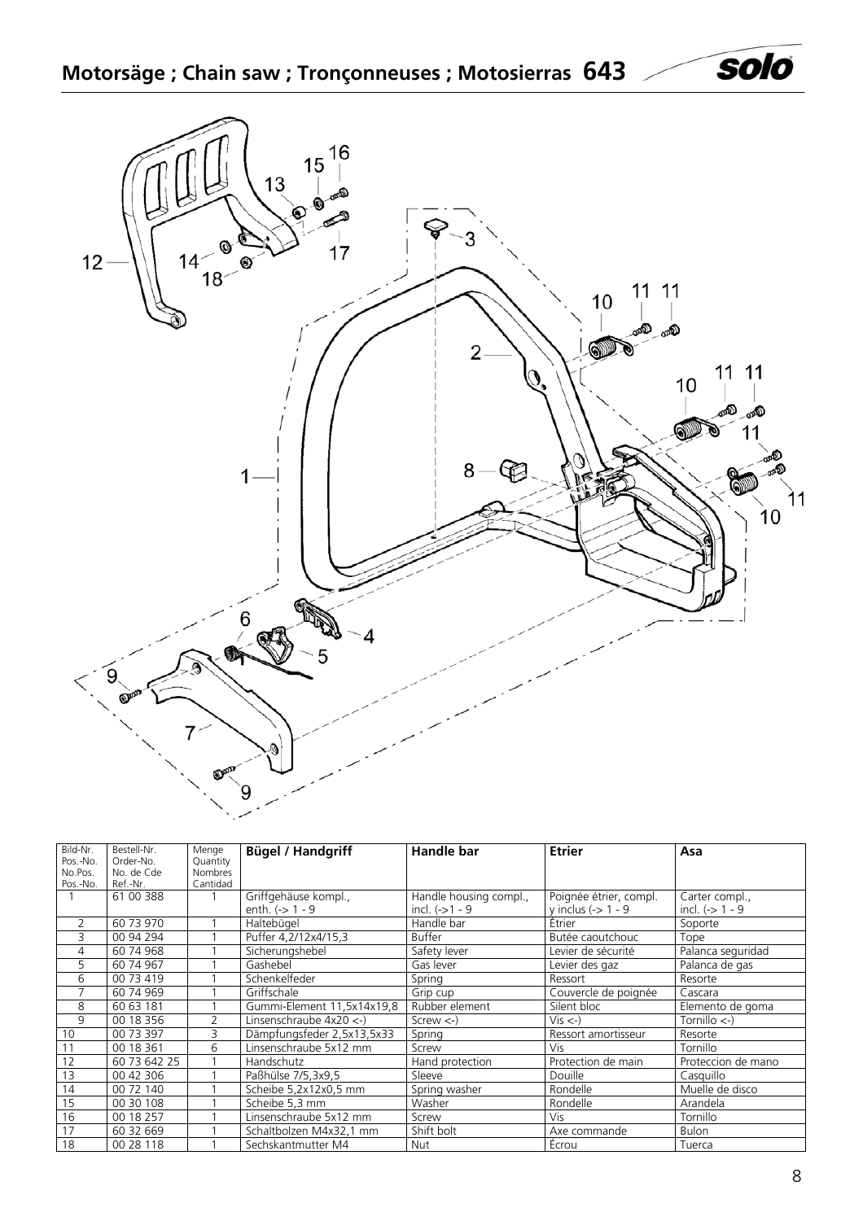# Motorsäge ; Chain saw ; Tronçonneuses ; Motosierras 643

| Bild-Nr. Pos.-No. No.Pos. Pos.-No. | Bestell-Nr. Order-No. No. de Cde Ref.-Nr. | Menge Quantity Nombres Cantidad | **Bügel / Handgriff** | **Handle bar** | **Etrier** | **Asa** |
|---|---|---|---|---|---|---|
| 1 | 61 00 388 | 1 | Griffgehäuse kompl., enth. (-> 1 - 9 | Handle housing compl., incl. (->1 - 9 | Poignée étrier, compl. y inclus (-> 1 - 9 | Carter compl., incl. (-> 1 - 9 |
| 2 | 60 73 970 | 1 | Haltebügel | Handle bar | Étrier | Soporte |
| 3 | 00 94 294 | 1 | Puffer 4,2/12x4/15,3 | Buffer | Butée caoutchouc | Tope |
| 4 | 60 74 968 | 1 | Sicherungshebel | Safety lever | Levier de sécurité | Palanca seguridad |
| 5 | 60 74 967 | 1 | Gashebel | Gas lever | Levier des gaz | Palanca de gas |
| 6 | 00 73 419 | 1 | Schenkelfeder | Spring | Ressort | Resorte |
| 7 | 60 74 969 | 1 | Griffschale | Grip cup | Couvercle de poignée | Cascara |
| 8 | 60 63 181 | 1 | Gummi-Element 11,5x14x19,8 | Rubber element | Silent bloc | Elemento de goma |
| 9 | 00 18 356 | 2 | Linsenschraube 4x20 <-) | Screw <-) | Vis <-) | Tornillo <-) |
| 10 | 00 73 397 | 3 | Dämpfungsfeder 2,5x13,5x33 | Spring | Ressort amortisseur | Resorte |
| 11 | 00 18 361 | 6 | Linsenschraube 5x12 mm | Screw | Vis | Tornillo |
| 12 | 60 73 642 25 | 1 | Handschutz | Hand protection | Protection de main | Proteccion de mano |
| 13 | 00 42 306 | 1 | Paßhülse 7/5,3x9,5 | Sleeve | Douille | Casquillo |
| 14 | 00 72 140 | 1 | Scheibe 5,2x12x0,5 mm | Spring washer | Rondelle | Muelle de disco |
| 15 | 00 30 108 | 1 | Scheibe 5,3 mm | Washer | Rondelle | Arandela |
| 16 | 00 18 257 | 1 | Linsenschraube 5x12 mm | Screw | Vis | Tornillo |
| 17 | 60 32 669 | 1 | Schaltbolzen M4x32,1 mm | Shift bolt | Axe commande | Bulon |
| 18 | 00 28 118 | 1 | Sechskantmutter M4 | Nut | Écrou | Tuerca |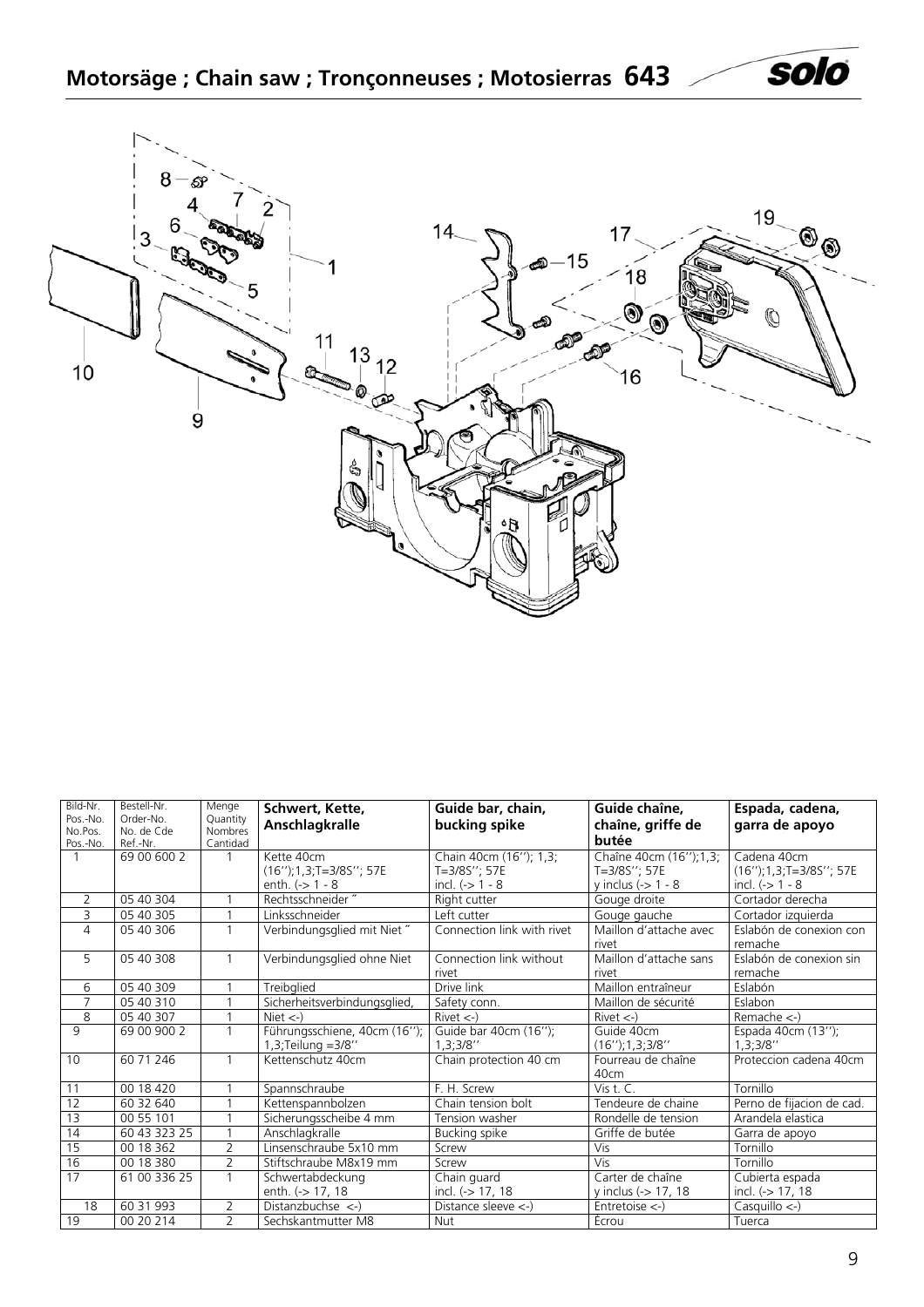## Motorsäge ; Chain saw ; Tronçonneuses ; Motosierras 643

| Bild-Nr. Pos.-No. No.Pos. Pos.-No. | Bestell-Nr. Order-No. No. de Cde Ref.-Nr. | Menge Quantity Nombres Cantidad | **Schwert, Kette, Anschlagkralle** | **Guide bar, chain, bucking spike** | **Guide chaîne, chaîne, griffe de butée** | **Espada, cadena, garra de apoyo** |
|---|---|---|---|---|---|---|
| 1 | 69 00 600 2 | 1 | Kette 40cm (16'');1,3;T=3/8S''; 57E enth. (-> 1 - 8 | Chain 40cm (16''); 1,3; T=3/8S''; 57E incl. (-> 1 - 8 | Chaîne 40cm (16'');1,3; T=3/8S''; 57E y inclus (-> 1 - 8 | Cadena 40cm (16'');1,3;T=3/8S''; 57E incl. (-> 1 - 8 |
| 2 | 05 40 304 | 1 | Rechtsschneider " | Right cutter | Gouge droite | Cortador derecha |
| 3 | 05 40 305 | 1 | Linksschneider | Left cutter | Gouge gauche | Cortador izquierda |
| 4 | 05 40 306 | 1 | Verbindungsglied mit Niet " | Connection link with rivet | Maillon d'attache avec rivet | Eslabón de conexion con remache |
| 5 | 05 40 308 | 1 | Verbindungsglied ohne Niet | Connection link without rivet | Maillon d'attache sans rivet | Eslabón de conexion sin remache |
| 6 | 05 40 309 | 1 | Treibglied | Drive link | Maillon entraîneur | Eslabón |
| 7 | 05 40 310 | 1 | Sicherheitsverbindungsglied, | Safety conn. | Maillon de sécurité | Eslabon |
| 8 | 05 40 307 | 1 | Niet <-) | Rivet <-) | Rivet <-) | Remache <-) |
| 9 | 69 00 900 2 | 1 | Führungsschiene, 40cm (16''); 1,3;Teilung =3/8'' | Guide bar 40cm (16''); 1,3;3/8'' | Guide 40cm (16'');1,3;3/8'' | Espada 40cm (13''); 1,3;3/8'' |
| 10 | 60 71 246 | 1 | Kettenschutz 40cm | Chain protection 40 cm | Fourreau de chaîne 40cm | Proteccion cadena 40cm |
| 11 | 00 18 420 | 1 | Spannschraube | F. H. Screw | Vis t. C. | Tornillo |
| 12 | 60 32 640 | 1 | Kettenspannbolzen | Chain tension bolt | Tendeure de chaine | Perno de fijacion de cad. |
| 13 | 00 55 101 | 1 | Sicherungsscheibe 4 mm | Tension washer | Rondelle de tension | Arandela elastica |
| 14 | 60 43 323 25 | 1 | Anschlagkralle | Bucking spike | Griffe de butée | Garra de apoyo |
| 15 | 00 18 362 | 2 | Linsenschraube 5x10 mm | Screw | Vis | Tornillo |
| 16 | 00 18 380 | 2 | Stiftschraube M8x19 mm | Screw | Vis | Tornillo |
| 17 | 61 00 336 25 | 1 | Schwertabdeckung enth. (-> 17, 18 | Chain guard incl. (-> 17, 18 | Carter de chaîne y inclus (-> 17, 18 | Cubierta espada incl. (-> 17, 18 |
| 18 | 60 31 993 | 2 | Distanzbuchse <-) | Distance sleeve <-) | Entretoise <-) | Casquillo <-) |
| 19 | 00 20 214 | 2 | Sechskantmutter M8 | Nut | Ecrou | Tuerca |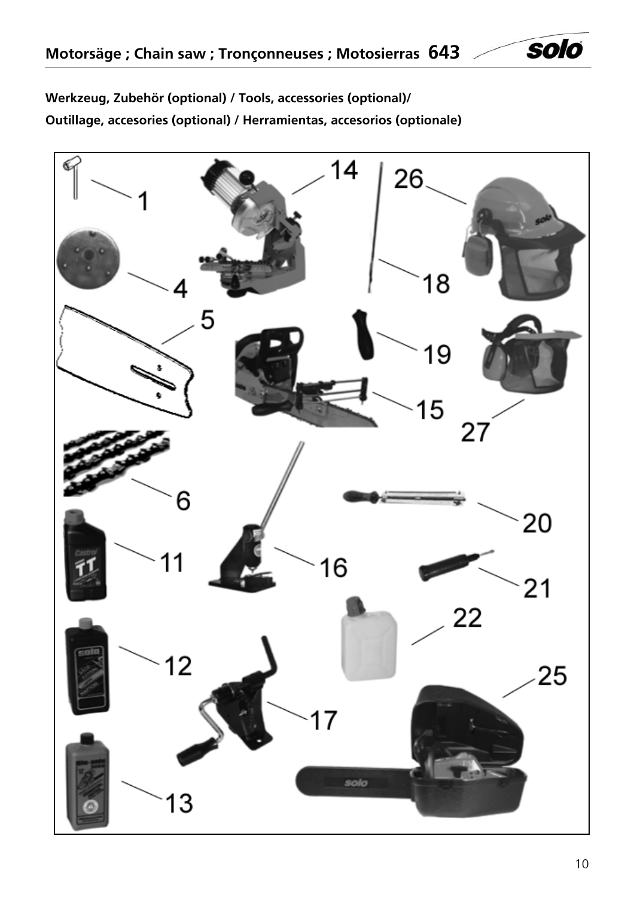**Werkzeug, Zubehör (optional) / Tools, accessories (optional)/**

**Outillage, accesories (optional) / Herramientas, accesorios (optionale)**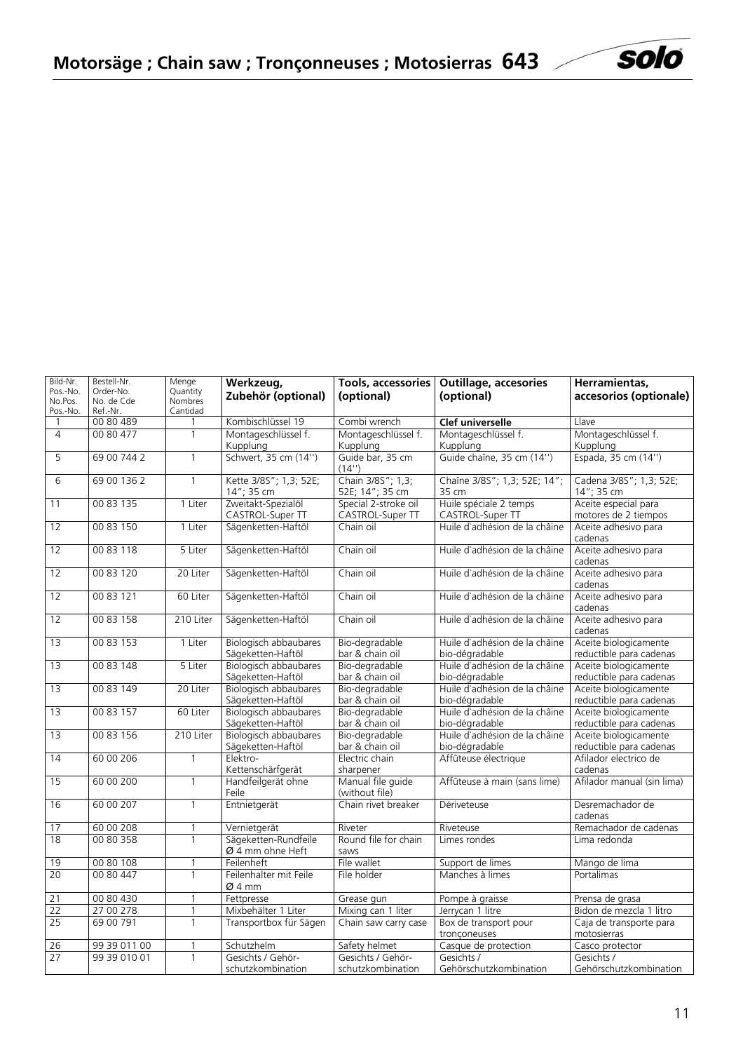# Motorsäge ; Chain saw ; Tronçonneuses ; Motosierras 643

| Bild-Nr. Pos.-No. No.Pos. Pos.-No. | Bestell-Nr. Order-No. No. de Cde Ref.-Nr. | Menge Quantity Nombres Cantidad | Werkzeug, Zubehör (optional) | Tools, accessories (optional) | Outillage, accesories (optional) | Herramientas, accesorios (optionale) |
|---|---|---|---|---|---|---|
| 1 | 00 80 489 | 1 | Kombischlüssel 19 | Combi wrench | **Clef universelle** | Llave |
| 4 | 00 80 477 | 1 | Montageschlüssel f. Kupplung | Montageschlüssel f. Kupplung | Montageschlüssel f. Kupplung | Montageschlüssel f. Kupplung |
| 5 | 69 00 744 2 | 1 | Schwert, 35 cm (14'') | Guide bar, 35 cm (14'') | Guide chaîne, 35 cm (14'') | Espada, 35 cm (14'') |
| 6 | 69 00 136 2 | 1 | Kette 3/8S"; 1,3; 52E; 14"; 35 cm | Chain 3/8S"; 1,3; 52E; 14"; 35 cm | Chaîne 3/8S"; 1,3; 52E; 14"; 35 cm | Cadena 3/8S"; 1,3; 52E; 14"; 35 cm |
| 11 | 00 83 135 | 1 Liter | Zweitakt-Spezialöl CASTROL-Super TT | Special 2-stroke oil CASTROL-Super TT | Huile spéciale 2 temps CASTROL-Super TT | Aceite especial para motores de 2 tiempos |
| 12 | 00 83 150 | 1 Liter | Sägenketten-Haftöl | Chain oil | Huile d`adhésion de la châine | Aceite adhesivo para cadenas |
| 12 | 00 83 118 | 5 Liter | Sägenketten-Haftöl | Chain oil | Huile d`adhésion de la châine | Aceite adhesivo para cadenas |
| 12 | 00 83 120 | 20 Liter | Sägenketten-Haftöl | Chain oil | Huile d`adhésion de la châine | Aceite adhesivo para cadenas |
| 12 | 00 83 121 | 60 Liter | Sägenketten-Haftöl | Chain oil | Huile d`adhésion de la châine | Aceite adhesivo para cadenas |
| 12 | 00 83 158 | 210 Liter | Sägenketten-Haftöl | Chain oil | Huile d`adhésion de la châine | Aceite adhesivo para cadenas |
| 13 | 00 83 153 | 1 Liter | Biologisch abbaubares Sägeketten-Haftöl | Bio-degradable bar & chain oil | Huile d`adhésion de la châine bio-dégradable | Aceite biologicamente reductible para cadenas |
| 13 | 00 83 148 | 5 Liter | Biologisch abbaubares Sägeketten-Haftöl | Bio-degradable bar & chain oil | Huile d`adhésion de la châine bio-dégradable | Aceite biologicamente reductible para cadenas |
| 13 | 00 83 149 | 20 Liter | Biologisch abbaubares Sägeketten-Haftöl | Bio-degradable bar & chain oil | Huile d`adhésion de la châine bio-dégradable | Aceite biologicamente reductible para cadenas |
| 13 | 00 83 157 | 60 Liter | Biologisch abbaubares Sägeketten-Haftöl | Bio-degradable bar & chain oil | Huile d`adhésion de la châine bio-dégradable | Aceite biologicamente reductible para cadenas |
| 13 | 00 83 156 | 210 Liter | Biologisch abbaubares Sägeketten-Haftöl | Bio-degradable bar & chain oil | Huile d`adhésion de la châine bio-dégradable | Aceite biologicamente reductible para cadenas |
| 14 | 60 00 206 | 1 | Elektro-Kettenschärfgerät | Electric chain sharpener | Affûteuse électrique | Afilador electrico de cadenas |
| 15 | 60 00 200 | 1 | Handfeilgerät ohne Feile | Manual file guide (without file) | Affûteuse à main (sans lime) | Afilador manual (sin lima) |
| 16 | 60 00 207 | 1 | Entnietgerät | Chain rivet breaker | Dériveteuse | Desremachador de cadenas |
| 17 | 60 00 208 | 1 | Vernietgerät | Riveter | Riveteuse | Remachador de cadenas |
| 18 | 00 80 358 | 1 | Sägeketten-Rundfeile Ø 4 mm ohne Heft | Round file for chain saws | Limes rondes | Lima redonda |
| 19 | 00 80 108 | 1 | Feilenheft | File wallet | Support de limes | Mango de lima |
| 20 | 00 80 447 | 1 | Feilenhalter mit Feile Ø 4 mm | File holder | Manches à limes | Portalimas |
| 21 | 00 80 430 | 1 | Fettpresse | Grease gun | Pompe à graisse | Prensa de grasa |
| 22 | 27 00 278 | 1 | Mixbehälter 1 Liter | Mixing can 1 liter | Jerrycan 1 litre | Bidon de mezcla 1 litro |
| 25 | 69 00 791 | 1 | Transportbox für Sägen | Chain saw carry case | Box de transport pour tronçoneuses | Caja de transporte para motosierras |
| 26 | 99 39 011 00 | 1 | Schutzhelm | Safety helmet | Casque de protection | Casco protector |
| 27 | 99 39 010 01 | 1 | Gesichts / Gehör-schutzkombination | Gesichts / Gehör-schutzkombination | Gesichts / Gehörschutzkombination | Gesichts / Gehörschutzkombination |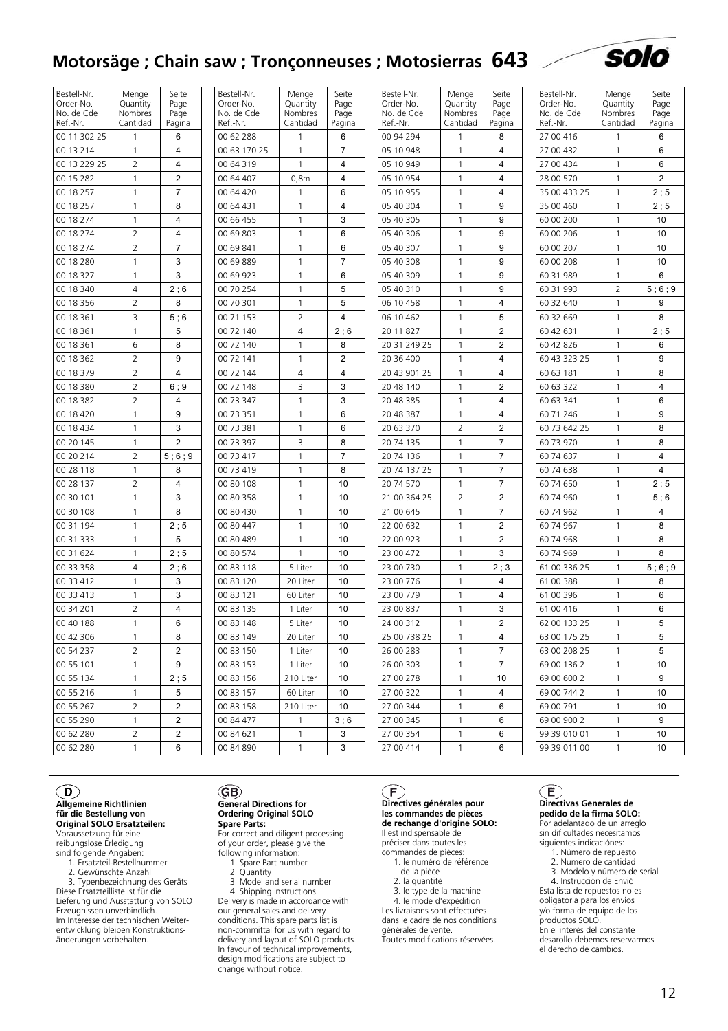# Motorsäge ; Chain saw ; Tronçonneuses ; Motosierras 643

| Bestell-Nr. Order-No. No. de Cde Ref.-Nr. | Menge Quantity Nombres Cantidad | Seite Page Page Pagina |
|---|---|---|
| 00 11 302 25 | 1 | 6 |
| 00 13 214 | 1 | 4 |
| 00 13 229 25 | 2 | 4 |
| 00 15 282 | 1 | 2 |
| 00 18 257 | 1 | 7 |
| 00 18 257 | 1 | 8 |
| 00 18 274 | 1 | 4 |
| 00 18 274 | 2 | 4 |
| 00 18 274 | 2 | 7 |
| 00 18 280 | 1 | 3 |
| 00 18 327 | 1 | 3 |
| 00 18 340 | 4 | 2 ; 6 |
| 00 18 356 | 2 | 8 |
| 00 18 361 | 3 | 5 ; 6 |
| 00 18 361 | 1 | 5 |
| 00 18 361 | 6 | 8 |
| 00 18 362 | 2 | 9 |
| 00 18 379 | 2 | 4 |
| 00 18 380 | 2 | 6 ; 9 |
| 00 18 382 | 2 | 4 |
| 00 18 420 | 1 | 9 |
| 00 18 434 | 1 | 3 |
| 00 20 145 | 1 | 2 |
| 00 20 214 | 2 | 5 ; 6 ; 9 |
| 00 28 118 | 1 | 8 |
| 00 28 137 | 2 | 4 |
| 00 30 101 | 1 | 3 |
| 00 30 108 | 1 | 8 |
| 00 31 194 | 1 | 2 ; 5 |
| 00 31 333 | 1 | 5 |
| 00 31 624 | 1 | 2 ; 5 |
| 00 33 358 | 4 | 2 ; 6 |
| 00 33 412 | 1 | 3 |
| 00 33 413 | 1 | 3 |
| 00 34 201 | 2 | 4 |
| 00 40 188 | 1 | 6 |
| 00 42 306 | 1 | 8 |
| 00 54 237 | 2 | 2 |
| 00 55 101 | 1 | 9 |
| 00 55 134 | 1 | 2 ; 5 |
| 00 55 216 | 1 | 5 |
| 00 55 267 | 2 | 2 |
| 00 55 290 | 1 | 2 |
| 00 62 280 | 2 | 2 |
| 00 62 280 | 1 | 6 |
| 00 62 288 | 1 | 6 |
| 00 63 170 25 | 1 | 7 |
| 00 64 319 | 1 | 4 |
| 00 64 407 | 0,8m | 4 |
| 00 64 420 | 1 | 6 |
| 00 64 431 | 1 | 4 |
| 00 66 455 | 1 | 3 |
| 00 69 803 | 1 | 6 |
| 00 69 841 | 1 | 6 |
| 00 69 889 | 1 | 7 |
| 00 69 923 | 1 | 6 |
| 00 70 254 | 1 | 5 |
| 00 70 301 | 1 | 5 |
| 00 71 153 | 2 | 4 |
| 00 72 140 | 4 | 2 ; 6 |
| 00 72 140 | 1 | 8 |
| 00 72 141 | 1 | 2 |
| 00 72 144 | 4 | 4 |
| 00 72 148 | 3 | 3 |
| 00 73 347 | 1 | 3 |
| 00 73 351 | 1 | 6 |
| 00 73 381 | 1 | 6 |
| 00 73 397 | 3 | 8 |
| 00 73 417 | 1 | 7 |
| 00 73 419 | 1 | 8 |
| 00 80 108 | 1 | 10 |
| 00 80 358 | 1 | 10 |
| 00 80 430 | 1 | 10 |
| 00 80 447 | 1 | 10 |
| 00 80 489 | 1 | 10 |
| 00 80 574 | 1 | 10 |
| 00 83 118 | 5 Liter | 10 |
| 00 83 120 | 20 Liter | 10 |
| 00 83 121 | 60 Liter | 10 |
| 00 83 135 | 1 Liter | 10 |
| 00 83 148 | 5 Liter | 10 |
| 00 83 149 | 20 Liter | 10 |
| 00 83 150 | 1 Liter | 10 |
| 00 83 153 | 1 Liter | 10 |
| 00 83 156 | 210 Liter | 10 |
| 00 83 157 | 60 Liter | 10 |
| 00 83 158 | 210 Liter | 10 |
| 00 84 477 | 1 | 3 ; 6 |
| 00 84 621 | 1 | 3 |
| 00 84 890 | 1 | 3 |
| 00 94 294 | 1 | 8 |
| 05 10 948 | 1 | 4 |
| 05 10 949 | 1 | 4 |
| 05 10 954 | 1 | 4 |
| 05 10 955 | 1 | 4 |
| 05 40 304 | 1 | 9 |
| 05 40 305 | 1 | 9 |
| 05 40 306 | 1 | 9 |
| 05 40 307 | 1 | 9 |
| 05 40 308 | 1 | 9 |
| 05 40 309 | 1 | 9 |
| 05 40 310 | 1 | 9 |
| 06 10 458 | 1 | 4 |
| 06 10 462 | 1 | 5 |
| 20 11 827 | 1 | 2 |
| 20 31 249 25 | 1 | 2 |
| 20 36 400 | 1 | 4 |
| 20 43 901 25 | 1 | 4 |
| 20 48 140 | 1 | 2 |
| 20 48 385 | 1 | 4 |
| 20 48 387 | 1 | 4 |
| 20 63 370 | 2 | 2 |
| 20 74 135 | 1 | 7 |
| 20 74 136 | 1 | 7 |
| 20 74 137 25 | 1 | 7 |
| 20 74 570 | 1 | 7 |
| 21 00 364 25 | 2 | 2 |
| 21 00 645 | 1 | 7 |
| 22 00 632 | 1 | 2 |
| 22 00 923 | 1 | 2 |
| 23 00 472 | 1 | 3 |
| 23 00 730 | 1 | 2 ; 3 |
| 23 00 776 | 1 | 4 |
| 23 00 779 | 1 | 4 |
| 23 00 837 | 1 | 3 |
| 24 00 312 | 1 | 2 |
| 25 00 738 25 | 1 | 4 |
| 26 00 283 | 1 | 7 |
| 26 00 303 | 1 | 7 |
| 27 00 278 | 1 | 10 |
| 27 00 322 | 1 | 4 |
| 27 00 344 | 1 | 6 |
| 27 00 345 | 1 | 6 |
| 27 00 354 | 1 | 6 |
| 27 00 414 | 1 | 6 |
| 27 00 416 | 1 | 6 |
| 27 00 432 | 1 | 6 |
| 27 00 434 | 1 | 6 |
| 28 00 570 | 1 | 2 |
| 35 00 433 25 | 1 | 2 ; 5 |
| 35 00 460 | 1 | 2 ; 5 |
| 60 00 200 | 1 | 10 |
| 60 00 206 | 1 | 10 |
| 60 00 207 | 1 | 10 |
| 60 00 208 | 1 | 10 |
| 60 31 989 | 1 | 6 |
| 60 31 993 | 2 | 5 ; 6 ; 9 |
| 60 32 640 | 1 | 9 |
| 60 32 669 | 1 | 8 |
| 60 42 631 | 1 | 2 ; 5 |
| 60 42 826 | 1 | 6 |
| 60 43 323 25 | 1 | 9 |
| 60 63 181 | 1 | 8 |
| 60 63 322 | 1 | 4 |
| 60 63 341 | 1 | 6 |
| 60 71 246 | 1 | 9 |
| 60 73 642 25 | 1 | 8 |
| 60 73 970 | 1 | 8 |
| 60 74 637 | 1 | 4 |
| 60 74 638 | 1 | 4 |
| 60 74 650 | 1 | 2 ; 5 |
| 60 74 960 | 1 | 5 ; 6 |
| 60 74 962 | 1 | 4 |
| 60 74 967 | 1 | 8 |
| 60 74 968 | 1 | 8 |
| 60 74 969 | 1 | 8 |
| 61 00 336 25 | 1 | 5 ; 6 ; 9 |
| 61 00 388 | 1 | 8 |
| 61 00 396 | 1 | 6 |
| 61 00 416 | 1 | 6 |
| 62 00 133 25 | 1 | 5 |
| 63 00 175 25 | 1 | 5 |
| 63 00 208 25 | 1 | 5 |
| 69 00 136 2 | 1 | 10 |
| 69 00 600 2 | 1 | 9 |
| 69 00 744 2 | 1 | 10 |
| 69 00 791 | 1 | 10 |
| 69 00 900 2 | 1 | 9 |
| 99 39 010 01 | 1 | 10 |
| 99 39 011 00 | 1 | 10 |

**D**

**Allgemeine Richtlinien für die Bestellung von Original SOLO Ersatzteilen:**
Voraussetzung für eine reibungslose Erledigung sind folgende Angaben:
1. Ersatzteil-Bestellnummer
2. Gewünschte Anzahl
3. Typenbezeichnung des Geräts

Diese Ersatzteilliste ist für die Lieferung und Ausstattung von SOLO Erzeugnissen unverbindlich. Im Interesse der technischen Weiterentwicklung bleiben Konstruktionsänderungen vorbehalten.

**GB**

**General Directions for Ordering Original SOLO Spare Parts:**
For correct and diligent processing of your order, please give the following information:
1. Spare Part number
2. Quantity
3. Model and serial number
4. Shipping instructions

Delivery is made in accordance with our general sales and delivery conditions. This spare parts list is non-committal for us with regard to delivery and layout of SOLO products. In favour of technical improvements, design modifications are subject to change without notice.

**F**

**Directives générales pour les commandes de pièces de rechange d'origine SOLO:**
Il est indispensable de préciser dans toutes les commandes de pièces:
1. le numéro de référence de la pièce
2. la quantité
3. le type de la machine
4. le mode d'expédition

Les livraisons sont effectuées dans le cadre de nos conditions générales de vente. Toutes modifications réservées.

**E**

**Directivas Generales de pedido de la firma SOLO:**
Por adelantado de un arreglo sin dificultades necesitamos siguientes indicaciónes:
1. Número de repuesto
2. Numero de cantidad
3. Modelo y número de serial
4. Instrucción de Envió

Esta lista de repuestos no es obligatoria para los envios y/o forma de equipo de los productos SOLO. En el interés del constante desarollo debemos reservarnos el derecho de cambios.